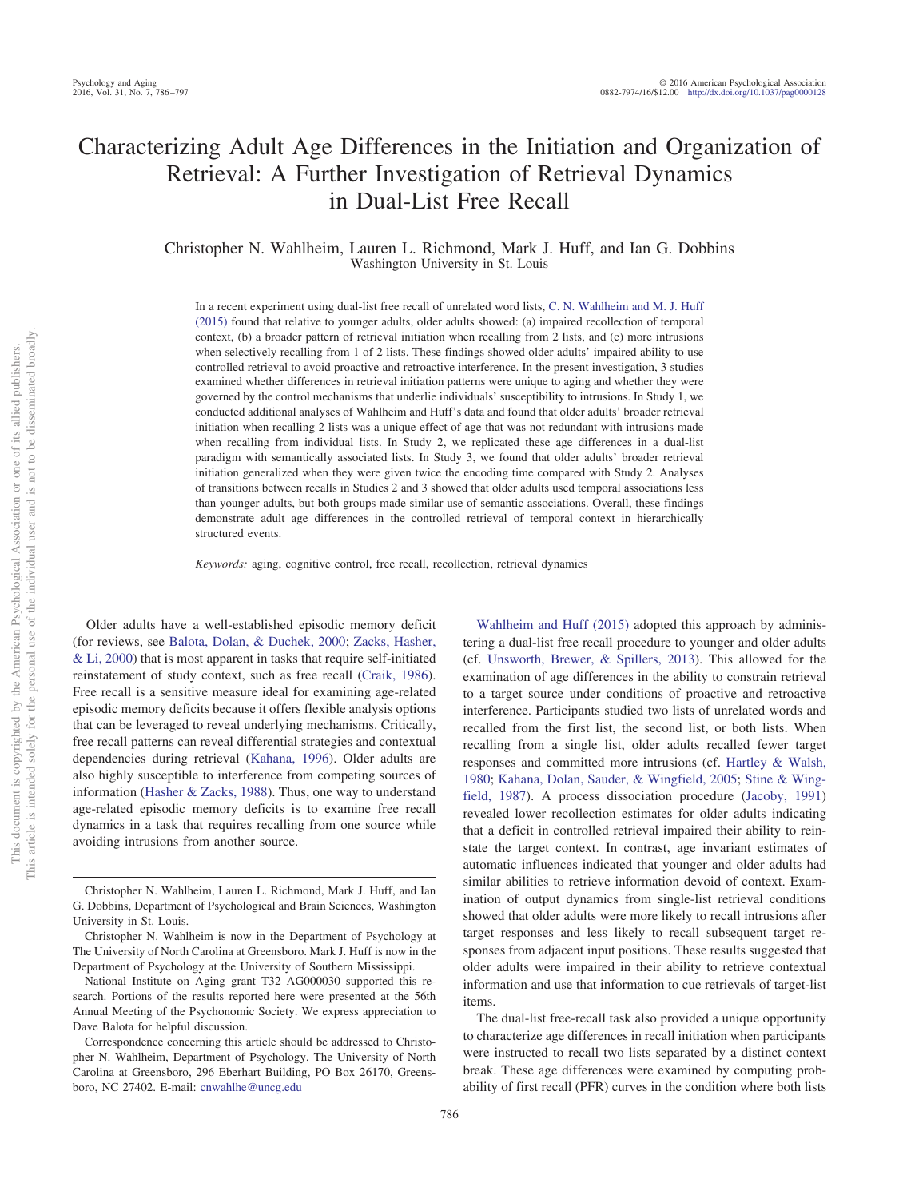# Characterizing Adult Age Differences in the Initiation and Organization of Retrieval: A Further Investigation of Retrieval Dynamics in Dual-List Free Recall

Christopher N. Wahlheim, Lauren L. Richmond, Mark J. Huff, and Ian G. Dobbins
Washington University in St. Louis

In a recent experiment using dual-list free recall of unrelated word lists, C. N. Wahlheim and M. J. Huff (2015) found that relative to younger adults, older adults showed: (a) impaired recollection of temporal context, (b) a broader pattern of retrieval initiation when recalling from 2 lists, and (c) more intrusions when selectively recalling from 1 of 2 lists. These findings showed older adults' impaired ability to use controlled retrieval to avoid proactive and retroactive interference. In the present investigation, 3 studies examined whether differences in retrieval initiation patterns were unique to aging and whether they were governed by the control mechanisms that underlie individuals' susceptibility to intrusions. In Study 1, we conducted additional analyses of Wahlheim and Huff's data and found that older adults' broader retrieval initiation when recalling 2 lists was a unique effect of age that was not redundant with intrusions made when recalling from individual lists. In Study 2, we replicated these age differences in a dual-list paradigm with semantically associated lists. In Study 3, we found that older adults' broader retrieval initiation generalized when they were given twice the encoding time compared with Study 2. Analyses of transitions between recalls in Studies 2 and 3 showed that older adults used temporal associations less than younger adults, but both groups made similar use of semantic associations. Overall, these findings demonstrate adult age differences in the controlled retrieval of temporal context in hierarchically structured events.

*Keywords:* aging, cognitive control, free recall, recollection, retrieval dynamics

Older adults have a well-established episodic memory deficit (for reviews, see Balota, Dolan, & Duchek, 2000; Zacks, Hasher, & Li, 2000) that is most apparent in tasks that require self-initiated reinstatement of study context, such as free recall (Craik, 1986). Free recall is a sensitive measure ideal for examining age-related episodic memory deficits because it offers flexible analysis options that can be leveraged to reveal underlying mechanisms. Critically, free recall patterns can reveal differential strategies and contextual dependencies during retrieval (Kahana, 1996). Older adults are also highly susceptible to interference from competing sources of information (Hasher & Zacks, 1988). Thus, one way to understand age-related episodic memory deficits is to examine free recall dynamics in a task that requires recalling from one source while avoiding intrusions from another source.

Wahlheim and Huff (2015) adopted this approach by administering a dual-list free recall procedure to younger and older adults (cf. Unsworth, Brewer, & Spillers, 2013). This allowed for the examination of age differences in the ability to constrain retrieval to a target source under conditions of proactive and retroactive interference. Participants studied two lists of unrelated words and recalled from the first list, the second list, or both lists. When recalling from a single list, older adults recalled fewer target responses and committed more intrusions (cf. Hartley & Walsh, 1980; Kahana, Dolan, Sauder, & Wingfield, 2005; Stine & Wingfield, 1987). A process dissociation procedure (Jacoby, 1991) revealed lower recollection estimates for older adults indicating that a deficit in controlled retrieval impaired their ability to reinstate the target context. In contrast, age invariant estimates of automatic influences indicated that younger and older adults had similar abilities to retrieve information devoid of context. Examination of output dynamics from single-list retrieval conditions showed that older adults were more likely to recall intrusions after target responses and less likely to recall subsequent target responses from adjacent input positions. These results suggested that older adults were impaired in their ability to retrieve contextual information and use that information to cue retrievals of target-list items.

The dual-list free-recall task also provided a unique opportunity to characterize age differences in recall initiation when participants were instructed to recall two lists separated by a distinct context break. These age differences were examined by computing probability of first recall (PFR) curves in the condition where both lists

---

Christopher N. Wahlheim, Lauren L. Richmond, Mark J. Huff, and Ian G. Dobbins, Department of Psychological and Brain Sciences, Washington University in St. Louis.

Christopher N. Wahlheim is now in the Department of Psychology at The University of North Carolina at Greensboro. Mark J. Huff is now in the Department of Psychology at the University of Southern Mississippi.

National Institute on Aging grant T32 AG000030 supported this research. Portions of the results reported here were presented at the 56th Annual Meeting of the Psychonomic Society. We express appreciation to Dave Balota for helpful discussion.

Correspondence concerning this article should be addressed to Christopher N. Wahlheim, Department of Psychology, The University of North Carolina at Greensboro, 296 Eberhart Building, PO Box 26170, Greensboro, NC 27402. E-mail: cnwahlhe@uncg.edu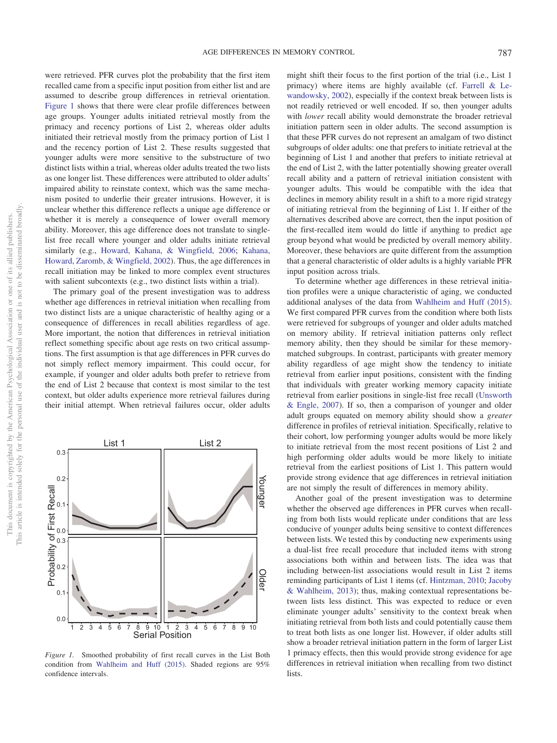were retrieved. PFR curves plot the probability that the first item recalled came from a specific input position from either list and are assumed to describe group differences in retrieval orientation. Figure 1 shows that there were clear profile differences between age groups. Younger adults initiated retrieval mostly from the primacy and recency portions of List 2, whereas older adults initiated their retrieval mostly from the primacy portion of List 1 and the recency portion of List 2. These results suggested that younger adults were more sensitive to the substructure of two distinct lists within a trial, whereas older adults treated the two lists as one longer list. These differences were attributed to older adults' impaired ability to reinstate context, which was the same mechanism posited to underlie their greater intrusions. However, it is unclear whether this difference reflects a unique age difference or whether it is merely a consequence of lower overall memory ability. Moreover, this age difference does not translate to single-list free recall where younger and older adults initiate retrieval similarly (e.g., Howard, Kahana, & Wingfield, 2006; Kahana, Howard, Zaromb, & Wingfield, 2002). Thus, the age differences in recall initiation may be linked to more complex event structures with salient subcontexts (e.g., two distinct lists within a trial).

The primary goal of the present investigation was to address whether age differences in retrieval initiation when recalling from two distinct lists are a unique characteristic of healthy aging or a consequence of differences in recall abilities regardless of age. More important, the notion that differences in retrieval initiation reflect something specific about age rests on two critical assumptions. The first assumption is that age differences in PFR curves do not simply reflect memory impairment. This could occur, for example, if younger and older adults both prefer to retrieve from the end of List 2 because that context is most similar to the test context, but older adults experience more retrieval failures during their initial attempt. When retrieval failures occur, older adults might shift their focus to the first portion of the trial (i.e., List 1 primacy) where items are highly available (cf. Farrell & Lewandowsky, 2002), especially if the context break between lists is not readily retrieved or well encoded. If so, then younger adults with *lower* recall ability would demonstrate the broader retrieval initiation pattern seen in older adults. The second assumption is that these PFR curves do not represent an amalgam of two distinct subgroups of older adults: one that prefers to initiate retrieval at the beginning of List 1 and another that prefers to initiate retrieval at the end of List 2, with the latter potentially showing greater overall recall ability and a pattern of retrieval initiation consistent with younger adults. This would be compatible with the idea that declines in memory ability result in a shift to a more rigid strategy of initiating retrieval from the beginning of List 1. If either of the alternatives described above are correct, then the input position of the first-recalled item would do little if anything to predict age group beyond what would be predicted by overall memory ability. Moreover, these behaviors are quite different from the assumption that a general characteristic of older adults is a highly variable PFR input position across trials.

To determine whether age differences in these retrieval initiation profiles were a unique characteristic of aging, we conducted additional analyses of the data from Wahlheim and Huff (2015). We first compared PFR curves from the condition where both lists were retrieved for subgroups of younger and older adults matched on memory ability. If retrieval initiation patterns only reflect memory ability, then they should be similar for these memory-matched subgroups. In contrast, participants with greater memory ability regardless of age might show the tendency to initiate retrieval from earlier input positions, consistent with the finding that individuals with greater working memory capacity initiate retrieval from earlier positions in single-list free recall (Unsworth & Engle, 2007). If so, then a comparison of younger and older adult groups equated on memory ability should show a *greater* difference in profiles of retrieval initiation. Specifically, relative to their cohort, low performing younger adults would be more likely to initiate retrieval from the most recent positions of List 2 and high performing older adults would be more likely to initiate retrieval from the earliest positions of List 1. This pattern would provide strong evidence that age differences in retrieval initiation are not simply the result of differences in memory ability.

Another goal of the present investigation was to determine whether the observed age differences in PFR curves when recalling from both lists would replicate under conditions that are less conducive of younger adults being sensitive to context differences between lists. We tested this by conducting new experiments using a dual-list free recall procedure that included items with strong associations both within and between lists. The idea was that including between-list associations would result in List 2 items reminding participants of List 1 items (cf. Hintzman, 2010; Jacoby & Wahlheim, 2013); thus, making contextual representations between lists less distinct. This was expected to reduce or even eliminate younger adults' sensitivity to the context break when initiating retrieval from both lists and could potentially cause them to treat both lists as one longer list. However, if older adults still show a broader retrieval initiation pattern in the form of larger List 1 primacy effects, then this would provide strong evidence for age differences in retrieval initiation when recalling from two distinct lists.

List 1
List 2
Younger
Older
Probability of First Recall
0.0
0.1
0.2
0.3
Serial Position
1 2 3 4 5 6 7 8 9 10 1 2 3 4 5 6 7 8 9 10

*Figure 1.* Smoothed probability of first recall curves in the List Both condition from Wahlheim and Huff (2015). Shaded regions are 95% confidence intervals.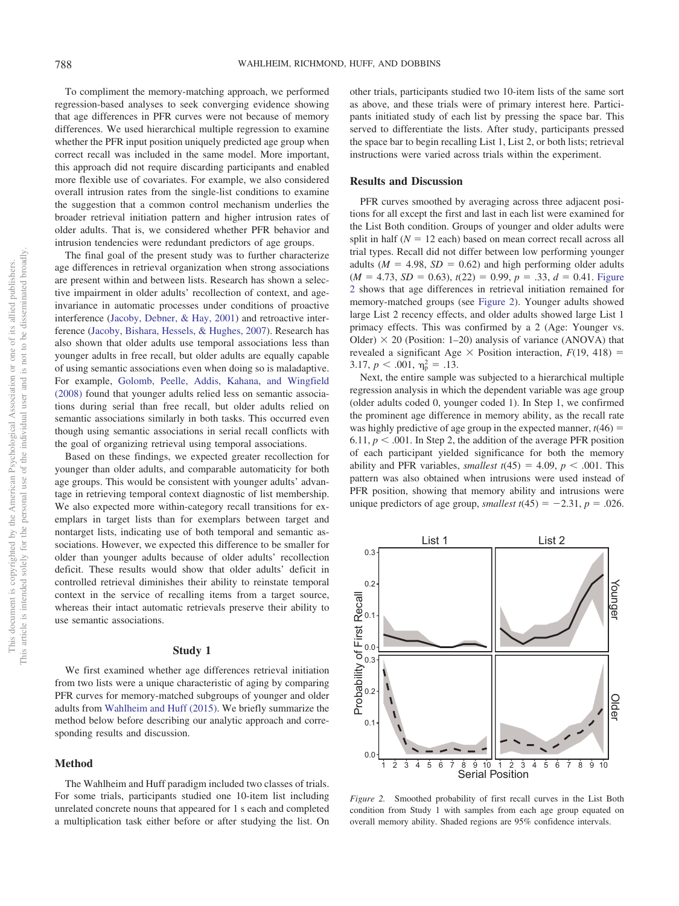To compliment the memory-matching approach, we performed regression-based analyses to seek converging evidence showing that age differences in PFR curves were not because of memory differences. We used hierarchical multiple regression to examine whether the PFR input position uniquely predicted age group when correct recall was included in the same model. More important, this approach did not require discarding participants and enabled more flexible use of covariates. For example, we also considered overall intrusion rates from the single-list conditions to examine the suggestion that a common control mechanism underlies the broader retrieval initiation pattern and higher intrusion rates of older adults. That is, we considered whether PFR behavior and intrusion tendencies were redundant predictors of age groups.

The final goal of the present study was to further characterize age differences in retrieval organization when strong associations are present within and between lists. Research has shown a selective impairment in older adults' recollection of context, and age-invariance in automatic processes under conditions of proactive interference (Jacoby, Debner, & Hay, 2001) and retroactive interference (Jacoby, Bishara, Hessels, & Hughes, 2007). Research has also shown that older adults use temporal associations less than younger adults in free recall, but older adults are equally capable of using semantic associations even when doing so is maladaptive. For example, Golomb, Peelle, Addis, Kahana, and Wingfield (2008) found that younger adults relied less on semantic associations during serial than free recall, but older adults relied on semantic associations similarly in both tasks. This occurred even though using semantic associations in serial recall conflicts with the goal of organizing retrieval using temporal associations.

Based on these findings, we expected greater recollection for younger than older adults, and comparable automaticity for both age groups. This would be consistent with younger adults' advantage in retrieving temporal context diagnostic of list membership. We also expected more within-category recall transitions for exemplars in target lists than for exemplars between target and nontarget lists, indicating use of both temporal and semantic associations. However, we expected this difference to be smaller for older than younger adults because of older adults' recollection deficit. These results would show that older adults' deficit in controlled retrieval diminishes their ability to reinstate temporal context in the service of recalling items from a target source, whereas their intact automatic retrievals preserve their ability to use semantic associations.

## Study 1

We first examined whether age differences retrieval initiation from two lists were a unique characteristic of aging by comparing PFR curves for memory-matched subgroups of younger and older adults from Wahlheim and Huff (2015). We briefly summarize the method below before describing our analytic approach and corresponding results and discussion.

### Method

The Wahlheim and Huff paradigm included two classes of trials. For some trials, participants studied one 10-item list including unrelated concrete nouns that appeared for 1 s each and completed a multiplication task either before or after studying the list. On other trials, participants studied two 10-item lists of the same sort as above, and these trials were of primary interest here. Participants initiated study of each list by pressing the space bar. This served to differentiate the lists. After study, participants pressed the space bar to begin recalling List 1, List 2, or both lists; retrieval instructions were varied across trials within the experiment.

### Results and Discussion

PFR curves smoothed by averaging across three adjacent positions for all except the first and last in each list were examined for the List Both condition. Groups of younger and older adults were split in half ($N = 12$ each) based on mean correct recall across all trial types. Recall did not differ between low performing younger adults ($M = 4.98$, $SD = 0.62$) and high performing older adults ($M = 4.73$, $SD = 0.63$), $t(22) = 0.99$, $p = .33$, $d = 0.41$. Figure 2 shows that age differences in retrieval initiation remained for memory-matched groups (see Figure 2). Younger adults showed large List 2 recency effects, and older adults showed large List 1 primacy effects. This was confirmed by a 2 (Age: Younger vs. Older) $\times$ 20 (Position: 1–20) analysis of variance (ANOVA) that revealed a significant Age $\times$ Position interaction, $F(19, 418) = 3.17$, $p < .001$, $\eta_p^2 = .13$.

Next, the entire sample was subjected to a hierarchical multiple regression analysis in which the dependent variable was age group (older adults coded 0, younger coded 1). In Step 1, we confirmed the prominent age difference in memory ability, as the recall rate was highly predictive of age group in the expected manner, $t(46) = 6.11$, $p < .001$. In Step 2, the addition of the average PFR position of each participant yielded significance for both the memory ability and PFR variables, *smallest* $t(45) = 4.09$, $p < .001$. This pattern was also obtained when intrusions were used instead of PFR position, showing that memory ability and intrusions were unique predictors of age group, *smallest* $t(45) = -2.31$, $p = .026$.

List 1
List 2
Younger
Older
Probability of First Recall
0.0
0.1
0.2
0.3
1 2 3 4 5 6 7 8 9 10 1 2 3 4 5 6 7 8 9 10
Serial Position

*Figure 2.* Smoothed probability of first recall curves in the List Both condition from Study 1 with samples from each age group equated on overall memory ability. Shaded regions are 95% confidence intervals.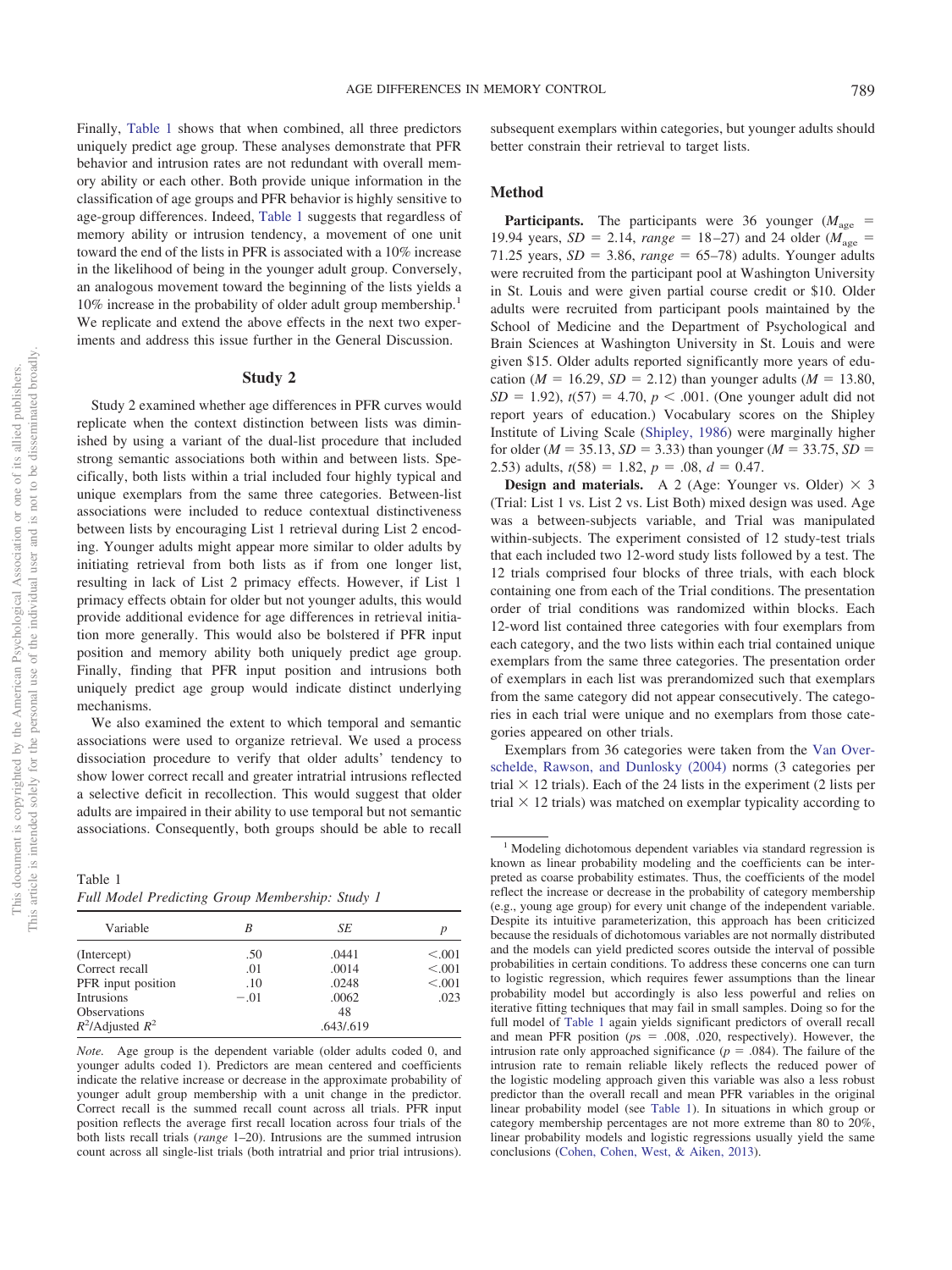Finally, Table 1 shows that when combined, all three predictors uniquely predict age group. These analyses demonstrate that PFR behavior and intrusion rates are not redundant with overall memory ability or each other. Both provide unique information in the classification of age groups and PFR behavior is highly sensitive to age-group differences. Indeed, Table 1 suggests that regardless of memory ability or intrusion tendency, a movement of one unit toward the end of the lists in PFR is associated with a 10% increase in the likelihood of being in the younger adult group. Conversely, an analogous movement toward the beginning of the lists yields a 10% increase in the probability of older adult group membership.[1] We replicate and extend the above effects in the next two experiments and address this issue further in the General Discussion.

## Study 2

Study 2 examined whether age differences in PFR curves would replicate when the context distinction between lists was diminished by using a variant of the dual-list procedure that included strong semantic associations both within and between lists. Specifically, both lists within a trial included four highly typical and unique exemplars from the same three categories. Between-list associations were included to reduce contextual distinctiveness between lists by encouraging List 1 retrieval during List 2 encoding. Younger adults might appear more similar to older adults by initiating retrieval from both lists as if from one longer list, resulting in lack of List 2 primacy effects. However, if List 1 primacy effects obtain for older but not younger adults, this would provide additional evidence for age differences in retrieval initiation more generally. This would also be bolstered if PFR input position and memory ability both uniquely predict age group. Finally, finding that PFR input position and intrusions both uniquely predict age group would indicate distinct underlying mechanisms.

We also examined the extent to which temporal and semantic associations were used to organize retrieval. We used a process dissociation procedure to verify that older adults' tendency to show lower correct recall and greater intratrial intrusions reflected a selective deficit in recollection. This would suggest that older adults are impaired in their ability to use temporal but not semantic associations. Consequently, both groups should be able to recall subsequent exemplars within categories, but younger adults should better constrain their retrieval to target lists.

Table 1
*Full Model Predicting Group Membership: Study 1*

| Variable | *B* | *SE* | *p* |
|---|---|---|---|
| (Intercept) | .50 | .0441 | <.001 |
| Correct recall | .01 | .0014 | <.001 |
| PFR input position | .10 | .0248 | <.001 |
| Intrusions | −.01 | .0062 | .023 |
| Observations | | 48 | |
| $R^2$/Adjusted $R^2$ | | .643/.619 | |

*Note.* Age group is the dependent variable (older adults coded 0, and younger adults coded 1). Predictors are mean centered and coefficients indicate the relative increase or decrease in the approximate probability of younger adult group membership with a unit change in the predictor. Correct recall is the summed recall count across all trials. PFR input position reflects the average first recall location across four trials of the both lists recall trials (*range* 1–20). Intrusions are the summed intrusion count across all single-list trials (both intratrial and prior trial intrusions).

### Method

**Participants.** The participants were 36 younger ($M_{age}$ = 19.94 years, *SD* = 2.14, *range* = 18–27) and 24 older ($M_{age}$ = 71.25 years, *SD* = 3.86, *range* = 65–78) adults. Younger adults were recruited from the participant pool at Washington University in St. Louis and were given partial course credit or $10. Older adults were recruited from participant pools maintained by the School of Medicine and the Department of Psychological and Brain Sciences at Washington University in St. Louis and were given $15. Older adults reported significantly more years of education (*M* = 16.29, *SD* = 2.12) than younger adults (*M* = 13.80, *SD* = 1.92), $t(57) = 4.70$, $p < .001$. (One younger adult did not report years of education.) Vocabulary scores on the Shipley Institute of Living Scale (Shipley, 1986) were marginally higher for older (*M* = 35.13, *SD* = 3.33) than younger (*M* = 33.75, *SD* = 2.53) adults, $t(58) = 1.82$, $p = .08$, $d = 0.47$.

**Design and materials.** A 2 (Age: Younger vs. Older) × 3 (Trial: List 1 vs. List 2 vs. List Both) mixed design was used. Age was a between-subjects variable, and Trial was manipulated within-subjects. The experiment consisted of 12 study-test trials that each included two 12-word study lists followed by a test. The 12 trials comprised four blocks of three trials, with each block containing one from each of the Trial conditions. The presentation order of trial conditions was randomized within blocks. Each 12-word list contained three categories with four exemplars from each category, and the two lists within each trial contained unique exemplars from the same three categories. The presentation order of exemplars in each list was prerandomized such that exemplars from the same category did not appear consecutively. The categories in each trial were unique and no exemplars from those categories appeared on other trials.

Exemplars from 36 categories were taken from the Van Overschelde, Rawson, and Dunlosky (2004) norms (3 categories per trial × 12 trials). Each of the 24 lists in the experiment (2 lists per trial × 12 trials) was matched on exemplar typicality according to

[1] Modeling dichotomous dependent variables via standard regression is known as linear probability modeling and the coefficients can be interpreted as coarse probability estimates. Thus, the coefficients of the model reflect the increase or decrease in the probability of category membership (e.g., young age group) for every unit change of the independent variable. Despite its intuitive parameterization, this approach has been criticized because the residuals of dichotomous variables are not normally distributed and the models can yield predicted scores outside the interval of possible probabilities in certain conditions. To address these concerns one can turn to logistic regression, which requires fewer assumptions than the linear probability model but accordingly is also less powerful and relies on iterative fitting techniques that may fail in small samples. Doing so for the full model of Table 1 again yields significant predictors of overall recall and mean PFR position (*p*s = .008, .020, respectively). However, the intrusion rate only approached significance ($p = .084$). The failure of the intrusion rate to remain reliable likely reflects the reduced power of the logistic modeling approach given this variable was also a less robust predictor than the overall recall and mean PFR variables in the original linear probability model (see Table 1). In situations in which group or category membership percentages are not more extreme than 80 to 20%, linear probability models and logistic regressions usually yield the same conclusions (Cohen, Cohen, West, & Aiken, 2013).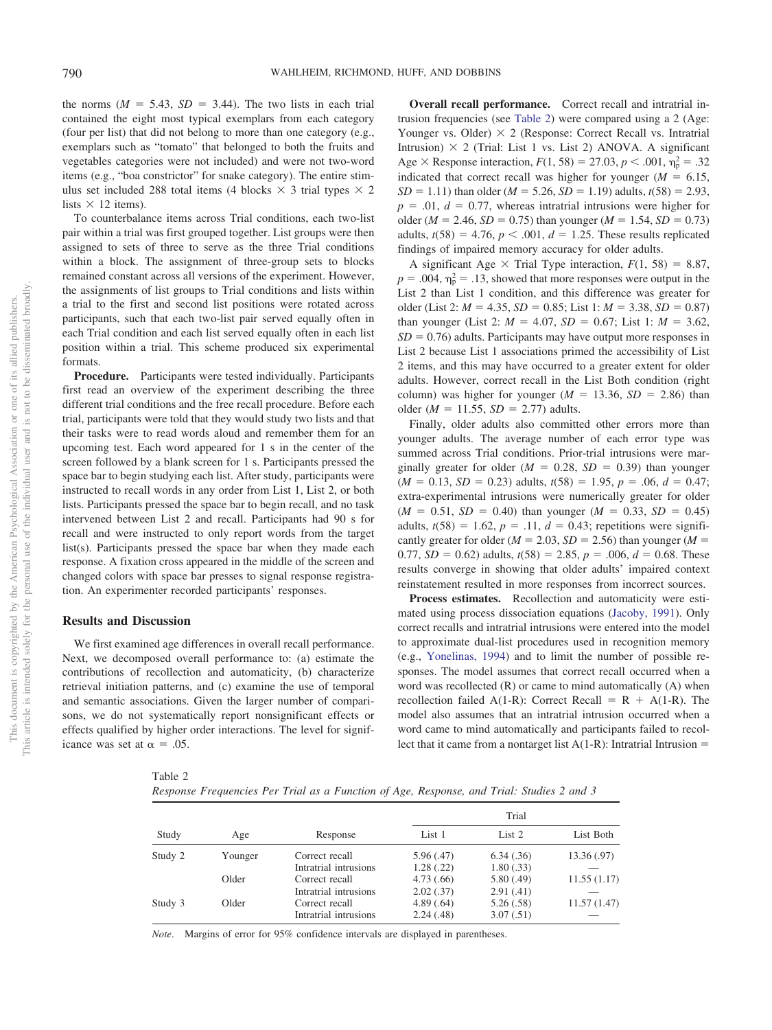the norms ($M$ = 5.43, $SD$ = 3.44). The two lists in each trial contained the eight most typical exemplars from each category (four per list) that did not belong to more than one category (e.g., exemplars such as "tomato" that belonged to both the fruits and vegetables categories were not included) and were not two-word items (e.g., "boa constrictor" for snake category). The entire stimulus set included 288 total items (4 blocks × 3 trial types × 2 lists × 12 items).

To counterbalance items across Trial conditions, each two-list pair within a trial was first grouped together. List groups were then assigned to sets of three to serve as the three Trial conditions within a block. The assignment of three-group sets to blocks remained constant across all versions of the experiment. However, the assignments of list groups to Trial conditions and lists within a trial to the first and second list positions were rotated across participants, such that each two-list pair served equally often in each Trial condition and each list served equally often in each list position within a trial. This scheme produced six experimental formats.

**Procedure.** Participants were tested individually. Participants first read an overview of the experiment describing the three different trial conditions and the free recall procedure. Before each trial, participants were told that they would study two lists and that their tasks were to read words aloud and remember them for an upcoming test. Each word appeared for 1 s in the center of the screen followed by a blank screen for 1 s. Participants pressed the space bar to begin studying each list. After study, participants were instructed to recall words in any order from List 1, List 2, or both lists. Participants pressed the space bar to begin recall, and no task intervened between List 2 and recall. Participants had 90 s for recall and were instructed to only report words from the target list(s). Participants pressed the space bar when they made each response. A fixation cross appeared in the middle of the screen and changed colors with space bar presses to signal response registration. An experimenter recorded participants' responses.

## Results and Discussion

We first examined age differences in overall recall performance. Next, we decomposed overall performance to: (a) estimate the contributions of recollection and automaticity, (b) characterize retrieval initiation patterns, and (c) examine the use of temporal and semantic associations. Given the larger number of comparisons, we do not systematically report nonsignificant effects or effects qualified by higher order interactions. The level for significance was set at $\alpha$ = .05.

**Overall recall performance.** Correct recall and intratrial intrusion frequencies (see Table 2) were compared using a 2 (Age: Younger vs. Older) × 2 (Response: Correct Recall vs. Intratrial Intrusion) × 2 (Trial: List 1 vs. List 2) ANOVA. A significant Age × Response interaction, $F(1, 58) = 27.03$, $p < .001$, $\eta_p^2 = .32$ indicated that correct recall was higher for younger ($M$ = 6.15, $SD$ = 1.11) than older ($M$ = 5.26, $SD$ = 1.19) adults, $t(58) = 2.93$, $p$ = .01, $d$ = 0.77, whereas intratrial intrusions were higher for older ($M$ = 2.46, $SD$ = 0.75) than younger ($M$ = 1.54, $SD$ = 0.73) adults, $t(58) = 4.76$, $p < .001$, $d$ = 1.25. These results replicated findings of impaired memory accuracy for older adults.

A significant Age × Trial Type interaction, $F(1, 58) = 8.87$, $p$ = .004, $\eta_p^2 = .13$, showed that more responses were output in the List 2 than List 1 condition, and this difference was greater for older (List 2: $M$ = 4.35, $SD$ = 0.85; List 1: $M$ = 3.38, $SD$ = 0.87) than younger (List 2: $M$ = 4.07, $SD$ = 0.67; List 1: $M$ = 3.62, $SD$ = 0.76) adults. Participants may have output more responses in List 2 because List 1 associations primed the accessibility of List 2 items, and this may have occurred to a greater extent for older adults. However, correct recall in the List Both condition (right column) was higher for younger ($M$ = 13.36, $SD$ = 2.86) than older ($M$ = 11.55, $SD$ = 2.77) adults.

Finally, older adults also committed other errors more than younger adults. The average number of each error type was summed across Trial conditions. Prior-trial intrusions were marginally greater for older ($M$ = 0.28, $SD$ = 0.39) than younger ($M$ = 0.13, $SD$ = 0.23) adults, $t(58) = 1.95$, $p$ = .06, $d$ = 0.47; extra-experimental intrusions were numerically greater for older ($M$ = 0.51, $SD$ = 0.40) than younger ($M$ = 0.33, $SD$ = 0.45) adults, $t(58) = 1.62$, $p$ = .11, $d$ = 0.43; repetitions were significantly greater for older ($M$ = 2.03, $SD$ = 2.56) than younger ($M$ = 0.77, $SD$ = 0.62) adults, $t(58) = 2.85$, $p$ = .006, $d$ = 0.68. These results converge in showing that older adults' impaired context reinstatement resulted in more responses from incorrect sources.

**Process estimates.** Recollection and automaticity were estimated using process dissociation equations (Jacoby, 1991). Only correct recalls and intratrial intrusions were entered into the model to approximate dual-list procedures used in recognition memory (e.g., Yonelinas, 1994) and to limit the number of possible responses. The model assumes that correct recall occurred when a word was recollected (R) or came to mind automatically (A) when recollection failed A(1-R): Correct Recall = R + A(1-R). The model also assumes that an intratrial intrusion occurred when a word came to mind automatically and participants failed to recollect that it came from a nontarget list A(1-R): Intratrial Intrusion =

Table 2
*Response Frequencies Per Trial as a Function of Age, Response, and Trial: Studies 2 and 3*

| Study | Age | Response | Trial | | |
|---|---|---|---|---|---|
| | | | List 1 | List 2 | List Both |
| Study 2 | Younger | Correct recall | 5.96 (.47) | 6.34 (.36) | 13.36 (.97) |
| | | Intratrial intrusions | 1.28 (.22) | 1.80 (.33) | — |
| | Older | Correct recall | 4.73 (.66) | 5.80 (.49) | 11.55 (1.17) |
| | | Intratrial intrusions | 2.02 (.37) | 2.91 (.41) | — |
| Study 3 | Older | Correct recall | 4.89 (.64) | 5.26 (.58) | 11.57 (1.47) |
| | | Intratrial intrusions | 2.24 (.48) | 3.07 (.51) | — |

*Note*. Margins of error for 95% confidence intervals are displayed in parentheses.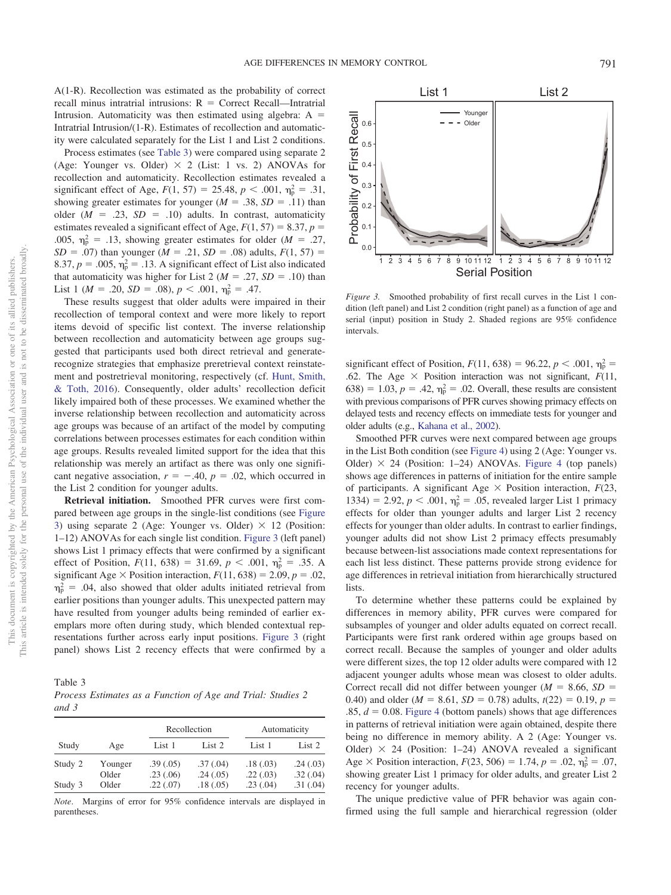A(1-R). Recollection was estimated as the probability of correct recall minus intratrial intrusions: R = Correct Recall—Intratrial Intrusion. Automaticity was then estimated using algebra: A = Intratrial Intrusion/(1-R). Estimates of recollection and automaticity were calculated separately for the List 1 and List 2 conditions.

Process estimates (see Table 3) were compared using separate 2 (Age: Younger vs. Older) × 2 (List: 1 vs. 2) ANOVAs for recollection and automaticity. Recollection estimates revealed a significant effect of Age, $F(1, 57) = 25.48$, $p < .001$, $\eta_p^2 = .31$, showing greater estimates for younger ($M = .38$, $SD = .11$) than older ($M = .23$, $SD = .10$) adults. In contrast, automaticity estimates revealed a significant effect of Age, $F(1, 57) = 8.37$, $p = .005$, $\eta_p^2 = .13$, showing greater estimates for older ($M = .27$, $SD = .07$) than younger ($M = .21$, $SD = .08$) adults, $F(1, 57) = 8.37$, $p = .005$, $\eta_p^2 = .13$. A significant effect of List also indicated that automaticity was higher for List 2 ($M = .27$, $SD = .10$) than List 1 ($M = .20$, $SD = .08$), $p < .001$, $\eta_p^2 = .47$.

These results suggest that older adults were impaired in their recollection of temporal context and were more likely to report items devoid of specific list context. The inverse relationship between recollection and automaticity between age groups suggested that participants used both direct retrieval and generate-recognize strategies that emphasize preretrieval context reinstatement and postretrieval monitoring, respectively (cf. Hunt, Smith, & Toth, 2016). Consequently, older adults' recollection deficit likely impaired both of these processes. We examined whether the inverse relationship between recollection and automaticity across age groups was because of an artifact of the model by computing correlations between processes estimates for each condition within age groups. Results revealed limited support for the idea that this relationship was merely an artifact as there was only one significant negative association, $r = -.40$, $p = .02$, which occurred in the List 2 condition for younger adults.

**Retrieval initiation.** Smoothed PFR curves were first compared between age groups in the single-list conditions (see Figure 3) using separate 2 (Age: Younger vs. Older) × 12 (Position: 1–12) ANOVAs for each single list condition. Figure 3 (left panel) shows List 1 primacy effects that were confirmed by a significant effect of Position, $F(11, 638) = 31.69$, $p < .001$, $\eta_p^2 = .35$. A significant Age × Position interaction, $F(11, 638) = 2.09$, $p = .02$, $\eta_p^2 = .04$, also showed that older adults initiated retrieval from earlier positions than younger adults. This unexpected pattern may have resulted from younger adults being reminded of earlier exemplars more often during study, which blended contextual representations further across early input positions. Figure 3 (right panel) shows List 2 recency effects that were confirmed by a

Table 3
*Process Estimates as a Function of Age and Trial: Studies 2 and 3*

| Study | Age | Recollection | | Automaticity | |
|---|---|---|---|---|---|
| | | List 1 | List 2 | List 1 | List 2 |
| Study 2 | Younger | .39 (.05) | .37 (.04) | .18 (.03) | .24 (.03) |
| | Older | .23 (.06) | .24 (.05) | .22 (.03) | .32 (.04) |
| Study 3 | Older | .22 (.07) | .18 (.05) | .23 (.04) | .31 (.04) |

*Note*. Margins of error for 95% confidence intervals are displayed in parentheses.

List 1
List 2
Younger
Older
Probability of First Recall
0.0 0.1 0.2 0.3 0.4 0.5 0.6
1 2 3 4 5 6 7 8 9 10 11 12 1 2 3 4 5 6 7 8 9 10 11 12
Serial Position

*Figure 3.* Smoothed probability of first recall curves in the List 1 condition (left panel) and List 2 condition (right panel) as a function of age and serial (input) position in Study 2. Shaded regions are 95% confidence intervals.

significant effect of Position, $F(11, 638) = 96.22$, $p < .001$, $\eta_p^2 = .62$. The Age × Position interaction was not significant, $F(11, 638) = 1.03$, $p = .42$, $\eta_p^2 = .02$. Overall, these results are consistent with previous comparisons of PFR curves showing primacy effects on delayed tests and recency effects on immediate tests for younger and older adults (e.g., Kahana et al., 2002).

Smoothed PFR curves were next compared between age groups in the List Both condition (see Figure 4) using 2 (Age: Younger vs. Older) × 24 (Position: 1–24) ANOVAs. Figure 4 (top panels) shows age differences in patterns of initiation for the entire sample of participants. A significant Age × Position interaction, $F(23, 1334) = 2.92$, $p < .001$, $\eta_p^2 = .05$, revealed larger List 1 primacy effects for older than younger adults and larger List 2 recency effects for younger than older adults. In contrast to earlier findings, younger adults did not show List 2 primacy effects presumably because between-list associations made context representations for each list less distinct. These patterns provide strong evidence for age differences in retrieval initiation from hierarchically structured lists.

To determine whether these patterns could be explained by differences in memory ability, PFR curves were compared for subsamples of younger and older adults equated on correct recall. Participants were first rank ordered within age groups based on correct recall. Because the samples of younger and older adults were different sizes, the top 12 older adults were compared with 12 adjacent younger adults whose mean was closest to older adults. Correct recall did not differ between younger ($M = 8.66$, $SD = 0.40$) and older ($M = 8.61$, $SD = 0.78$) adults, $t(22) = 0.19$, $p = .85$, $d = 0.08$. Figure 4 (bottom panels) shows that age differences in patterns of retrieval initiation were again obtained, despite there being no difference in memory ability. A 2 (Age: Younger vs. Older) × 24 (Position: 1–24) ANOVA revealed a significant Age × Position interaction, $F(23, 506) = 1.74$, $p = .02$, $\eta_p^2 = .07$, showing greater List 1 primacy for older adults, and greater List 2 recency for younger adults.

The unique predictive value of PFR behavior was again confirmed using the full sample and hierarchical regression (older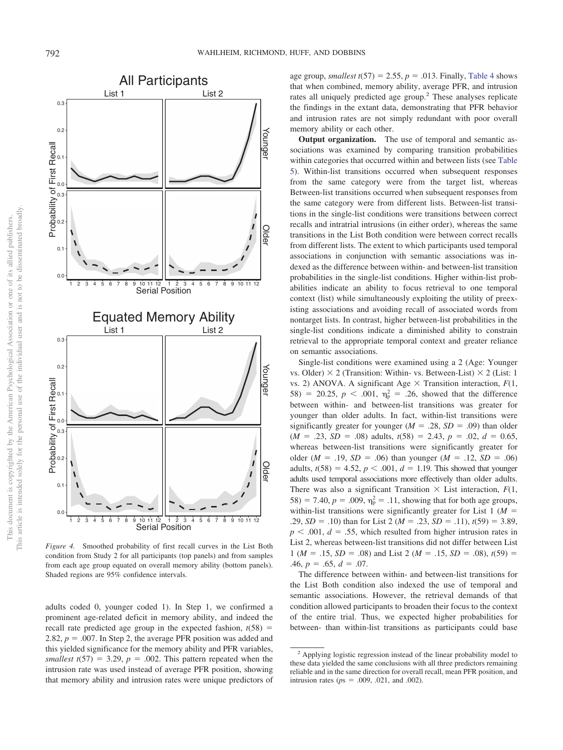All Participants

List 1

List 2

Younger

Older

Probability of First Recall

0.0
0.1
0.2
0.3

1 2 3 4 5 6 7 8 9 10 11 12
1 2 3 4 5 6 7 8 9 10 11 12

Serial Position

Equated Memory Ability

List 1

List 2

Younger

Older

Probability of First Recall

0.0
0.1
0.2
0.3

1 2 3 4 5 6 7 8 9 10 11 12
1 2 3 4 5 6 7 8 9 10 11 12

Serial Position

*Figure 4.* Smoothed probability of first recall curves in the List Both condition from Study 2 for all participants (top panels) and from samples from each age group equated on overall memory ability (bottom panels). Shaded regions are 95% confidence intervals.

adults coded 0, younger coded 1). In Step 1, we confirmed a prominent age-related deficit in memory ability, and indeed the recall rate predicted age group in the expected fashion, $t(58) = 2.82$, $p = .007$. In Step 2, the average PFR position was added and this yielded significance for the memory ability and PFR variables, *smallest* $t(57) = 3.29$, $p = .002$. This pattern repeated when the intrusion rate was used instead of average PFR position, showing that memory ability and intrusion rates were unique predictors of age group, *smallest* $t(57) = 2.55$, $p = .013$. Finally, Table 4 shows that when combined, memory ability, average PFR, and intrusion rates all uniquely predicted age group.[2] These analyses replicate the findings in the extant data, demonstrating that PFR behavior and intrusion rates are not simply redundant with poor overall memory ability or each other.

**Output organization.** The use of temporal and semantic associations was examined by comparing transition probabilities within categories that occurred within and between lists (see Table 5). Within-list transitions occurred when subsequent responses from the same category were from the target list, whereas Between-list transitions occurred when subsequent responses from the same category were from different lists. Between-list transitions in the single-list conditions were transitions between correct recalls and intratrial intrusions (in either order), whereas the same transitions in the List Both condition were between correct recalls from different lists. The extent to which participants used temporal associations in conjunction with semantic associations was indexed as the difference between within- and between-list transition probabilities in the single-list conditions. Higher within-list probabilities indicate an ability to focus retrieval to one temporal context (list) while simultaneously exploiting the utility of preexisting associations and avoiding recall of associated words from nontarget lists. In contrast, higher between-list probabilities in the single-list conditions indicate a diminished ability to constrain retrieval to the appropriate temporal context and greater reliance on semantic associations.

Single-list conditions were examined using a 2 (Age: Younger vs. Older) × 2 (Transition: Within- vs. Between-List) × 2 (List: 1 vs. 2) ANOVA. A significant Age × Transition interaction, $F(1, 58) = 20.25$, $p < .001$, $\eta_p^2 = .26$, showed that the difference between within- and between-list transitions was greater for younger than older adults. In fact, within-list transitions were significantly greater for younger ($M = .28$, $SD = .09$) than older ($M = .23$, $SD = .08$) adults, $t(58) = 2.43$, $p = .02$, $d = 0.65$, whereas between-list transitions were significantly greater for older ($M = .19$, $SD = .06$) than younger ($M = .12$, $SD = .06$) adults, $t(58) = 4.52$, $p < .001$, $d = 1.19$. This showed that younger adults used temporal associations more effectively than older adults. There was also a significant Transition × List interaction, $F(1, 58) = 7.40$, $p = .009$, $\eta_p^2 = .11$, showing that for both age groups, within-list transitions were significantly greater for List 1 ($M = .29$, $SD = .10$) than for List 2 ($M = .23$, $SD = .11$), $t(59) = 3.89$, $p < .001$, $d = .55$, which resulted from higher intrusion rates in List 2, whereas between-list transitions did not differ between List 1 ($M = .15$, $SD = .08$) and List 2 ($M = .15$, $SD = .08$), $t(59) = .46$, $p = .65$, $d = .07$.

The difference between within- and between-list transitions for the List Both condition also indexed the use of temporal and semantic associations. However, the retrieval demands of that condition allowed participants to broaden their focus to the context of the entire trial. Thus, we expected higher probabilities for between- than within-list transitions as participants could base

[2] Applying logistic regression instead of the linear probability model to these data yielded the same conclusions with all three predictors remaining reliable and in the same direction for overall recall, mean PFR position, and intrusion rates ($p$s = .009, .021, and .002).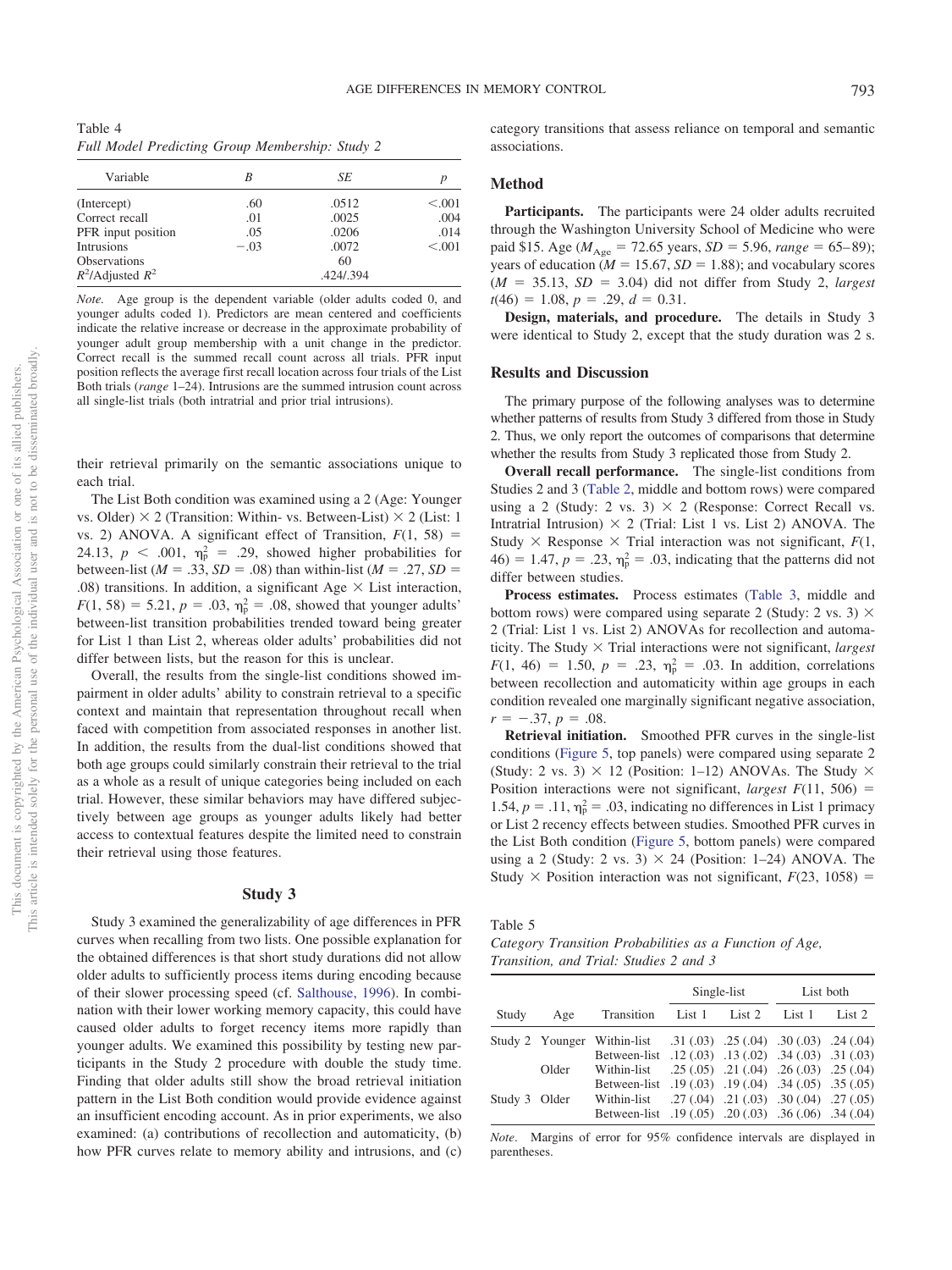Table 4
*Full Model Predicting Group Membership: Study 2*

| Variable | *B* | *SE* | *p* |
|---|---|---|---|
| (Intercept) | .60 | .0512 | <.001 |
| Correct recall | .01 | .0025 | .004 |
| PFR input position | .05 | .0206 | .014 |
| Intrusions | −.03 | .0072 | <.001 |
| Observations | | 60 | |
| $R^2$/Adjusted $R^2$ | | .424/.394 | |

*Note.* Age group is the dependent variable (older adults coded 0, and younger adults coded 1). Predictors are mean centered and coefficients indicate the relative increase or decrease in the approximate probability of younger adult group membership with a unit change in the predictor. Correct recall is the summed recall count across all trials. PFR input position reflects the average first recall location across four trials of the List Both trials (*range* 1–24). Intrusions are the summed intrusion count across all single-list trials (both intratrial and prior trial intrusions).

their retrieval primarily on the semantic associations unique to each trial.

The List Both condition was examined using a 2 (Age: Younger vs. Older) × 2 (Transition: Within- vs. Between-List) × 2 (List: 1 vs. 2) ANOVA. A significant effect of Transition, $F(1, 58) = 24.13$, $p < .001$, $\eta_p^2 = .29$, showed higher probabilities for between-list ($M = .33$, $SD = .08$) than within-list ($M = .27$, $SD = .08$) transitions. In addition, a significant Age × List interaction, $F(1, 58) = 5.21$, $p = .03$, $\eta_p^2 = .08$, showed that younger adults' between-list transition probabilities trended toward being greater for List 1 than List 2, whereas older adults' probabilities did not differ between lists, but the reason for this is unclear.

Overall, the results from the single-list conditions showed impairment in older adults' ability to constrain retrieval to a specific context and maintain that representation throughout recall when faced with competition from associated responses in another list. In addition, the results from the dual-list conditions showed that both age groups could similarly constrain their retrieval to the trial as a whole as a result of unique categories being included on each trial. However, these similar behaviors may have differed subjectively between age groups as younger adults likely had better access to contextual features despite the limited need to constrain their retrieval using those features.

## Study 3

Study 3 examined the generalizability of age differences in PFR curves when recalling from two lists. One possible explanation for the obtained differences is that short study durations did not allow older adults to sufficiently process items during encoding because of their slower processing speed (cf. Salthouse, 1996). In combination with their lower working memory capacity, this could have caused older adults to forget recency items more rapidly than younger adults. We examined this possibility by testing new participants in the Study 2 procedure with double the study time. Finding that older adults still show the broad retrieval initiation pattern in the List Both condition would provide evidence against an insufficient encoding account. As in prior experiments, we also examined: (a) contributions of recollection and automaticity, (b) how PFR curves relate to memory ability and intrusions, and (c) category transitions that assess reliance on temporal and semantic associations.

### Method

**Participants.** The participants were 24 older adults recruited through the Washington University School of Medicine who were paid $15. Age ($M_{Age} = 72.65$ years, $SD = 5.96$, *range* = 65–89); years of education ($M = 15.67$, $SD = 1.88$); and vocabulary scores ($M = 35.13$, $SD = 3.04$) did not differ from Study 2, *largest* $t(46) = 1.08$, $p = .29$, $d = 0.31$.

**Design, materials, and procedure.** The details in Study 3 were identical to Study 2, except that the study duration was 2 s.

### Results and Discussion

The primary purpose of the following analyses was to determine whether patterns of results from Study 3 differed from those in Study 2. Thus, we only report the outcomes of comparisons that determine whether the results from Study 3 replicated those from Study 2.

**Overall recall performance.** The single-list conditions from Studies 2 and 3 (Table 2, middle and bottom rows) were compared using a 2 (Study: 2 vs. 3) × 2 (Response: Correct Recall vs. Intratrial Intrusion) × 2 (Trial: List 1 vs. List 2) ANOVA. The Study × Response × Trial interaction was not significant, $F(1, 46) = 1.47$, $p = .23$, $\eta_p^2 = .03$, indicating that the patterns did not differ between studies.

**Process estimates.** Process estimates (Table 3, middle and bottom rows) were compared using separate 2 (Study: 2 vs. 3) × 2 (Trial: List 1 vs. List 2) ANOVAs for recollection and automaticity. The Study × Trial interactions were not significant, *largest* $F(1, 46) = 1.50$, $p = .23$, $\eta_p^2 = .03$. In addition, correlations between recollection and automaticity within age groups in each condition revealed one marginally significant negative association, $r = -.37$, $p = .08$.

**Retrieval initiation.** Smoothed PFR curves in the single-list conditions (Figure 5, top panels) were compared using separate 2 (Study: 2 vs. 3) × 12 (Position: 1–12) ANOVAs. The Study × Position interactions were not significant, *largest* $F(11, 506) = 1.54$, $p = .11$, $\eta_p^2 = .03$, indicating no differences in List 1 primacy or List 2 recency effects between studies. Smoothed PFR curves in the List Both condition (Figure 5, bottom panels) were compared using a 2 (Study: 2 vs. 3) × 24 (Position: 1–24) ANOVA. The Study × Position interaction was not significant, $F(23, 1058) =$

Table 5
*Category Transition Probabilities as a Function of Age, Transition, and Trial: Studies 2 and 3*

| | | | Single-list | | List both | |
|---|---|---|---|---|---|---|
| Study | Age | Transition | List 1 | List 2 | List 1 | List 2 |
| Study 2 | Younger | Within-list | .31 (.03) | .25 (.04) | .30 (.03) | .24 (.04) |
| | | Between-list | .12 (.03) | .13 (.02) | .34 (.03) | .31 (.03) |
| | Older | Within-list | .25 (.05) | .21 (.04) | .26 (.03) | .25 (.04) |
| | | Between-list | .19 (.03) | .19 (.04) | .34 (.05) | .35 (.05) |
| Study 3 | Older | Within-list | .27 (.04) | .21 (.03) | .30 (.04) | .27 (.05) |
| | | Between-list | .19 (.05) | .20 (.03) | .36 (.06) | .34 (.04) |

*Note.* Margins of error for 95% confidence intervals are displayed in parentheses.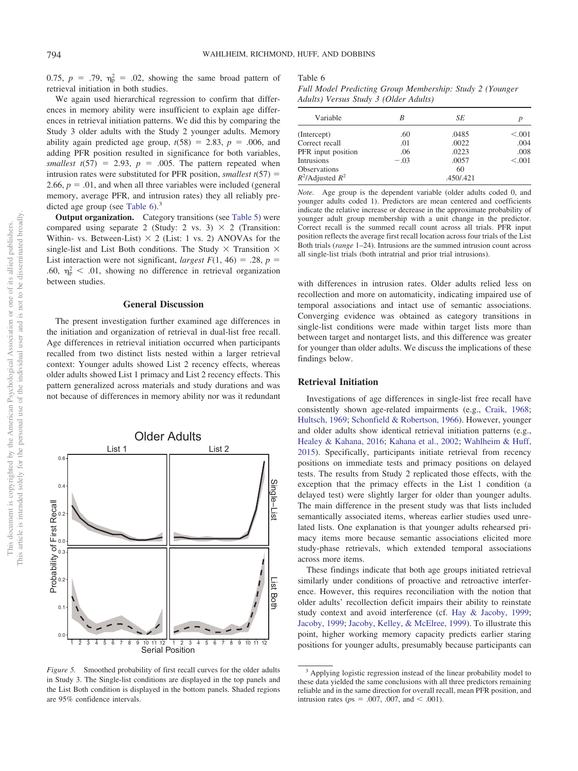0.75, $p$ = .79, $\eta_p^2$ = .02, showing the same broad pattern of retrieval initiation in both studies.

We again used hierarchical regression to confirm that differences in memory ability were insufficient to explain age differences in retrieval initiation patterns. We did this by comparing the Study 3 older adults with the Study 2 younger adults. Memory ability again predicted age group, $t(58)$ = 2.83, $p$ = .006, and adding PFR position resulted in significance for both variables, *smallest* $t(57)$ = 2.93, $p$ = .005. The pattern repeated when intrusion rates were substituted for PFR position, *smallest* $t(57)$ = 2.66, $p$ = .01, and when all three variables were included (general memory, average PFR, and intrusion rates) they all reliably predicted age group (see Table 6).[3]

**Output organization.** Category transitions (see Table 5) were compared using separate 2 (Study: 2 vs. 3) × 2 (Transition: Within- vs. Between-List) × 2 (List: 1 vs. 2) ANOVAs for the single-list and List Both conditions. The Study × Transition × List interaction were not significant, *largest* $F(1, 46)$ = .28, $p$ = .60, $\eta_p^2$ < .01, showing no difference in retrieval organization between studies.

## General Discussion

The present investigation further examined age differences in the initiation and organization of retrieval in dual-list free recall. Age differences in retrieval initiation occurred when participants recalled from two distinct lists nested within a larger retrieval context: Younger adults showed List 2 recency effects, whereas older adults showed List 1 primacy and List 2 recency effects. This pattern generalized across materials and study durations and was not because of differences in memory ability nor was it redundant with differences in intrusion rates. Older adults relied less on recollection and more on automaticity, indicating impaired use of temporal associations and intact use of semantic associations. Converging evidence was obtained as category transitions in single-list conditions were made within target lists more than between target and nontarget lists, and this difference was greater for younger than older adults. We discuss the implications of these findings below.

Older Adults
List 1
List 2
Single-List
List Both
Probability of First Recall
0.0
0.2
0.4
0.6
0.0
0.1
0.2
0.3
1 2 3 4 5 6 7 8 9 10 11 12
1 2 3 4 5 6 7 8 9 10 11 12
Serial Position

*Figure 5.* Smoothed probability of first recall curves for the older adults in Study 3. The Single-list conditions are displayed in the top panels and the List Both condition is displayed in the bottom panels. Shaded regions are 95% confidence intervals.

Table 6
*Full Model Predicting Group Membership: Study 2 (Younger Adults) Versus Study 3 (Older Adults)*

| Variable | *B* | *SE* | *p* |
|---|---|---|---|
| (Intercept) | .60 | .0485 | <.001 |
| Correct recall | .01 | .0022 | .004 |
| PFR input position | .06 | .0223 | .008 |
| Intrusions | −.03 | .0057 | <.001 |
| Observations | | 60 | |
| $R^2$/Adjusted $R^2$ | | .450/.421 | |

*Note.* Age group is the dependent variable (older adults coded 0, and younger adults coded 1). Predictors are mean centered and coefficients indicate the relative increase or decrease in the approximate probability of younger adult group membership with a unit change in the predictor. Correct recall is the summed recall count across all trials. PFR input position reflects the average first recall location across four trials of the List Both trials (*range* 1–24). Intrusions are the summed intrusion count across all single-list trials (both intratrial and prior trial intrusions).

### Retrieval Initiation

Investigations of age differences in single-list free recall have consistently shown age-related impairments (e.g., Craik, 1968; Hultsch, 1969; Schonfield & Robertson, 1966). However, younger and older adults show identical retrieval initiation patterns (e.g., Healey & Kahana, 2016; Kahana et al., 2002; Wahlheim & Huff, 2015). Specifically, participants initiate retrieval from recency positions on immediate tests and primacy positions on delayed tests. The results from Study 2 replicated those effects, with the exception that the primacy effects in the List 1 condition (a delayed test) were slightly larger for older than younger adults. The main difference in the present study was that lists included semantically associated items, whereas earlier studies used unrelated lists. One explanation is that younger adults rehearsed primacy items more because semantic associations elicited more study-phase retrievals, which extended temporal associations across more items.

These findings indicate that both age groups initiated retrieval similarly under conditions of proactive and retroactive interference. However, this requires reconciliation with the notion that older adults' recollection deficit impairs their ability to reinstate study context and avoid interference (cf. Hay & Jacoby, 1999; Jacoby, 1999; Jacoby, Kelley, & McElree, 1999). To illustrate this point, higher working memory capacity predicts earlier staring positions for younger adults, presumably because participants can

[3] Applying logistic regression instead of the linear probability model to these data yielded the same conclusions with all three predictors remaining reliable and in the same direction for overall recall, mean PFR position, and intrusion rates ($p$s = .007, .007, and < .001).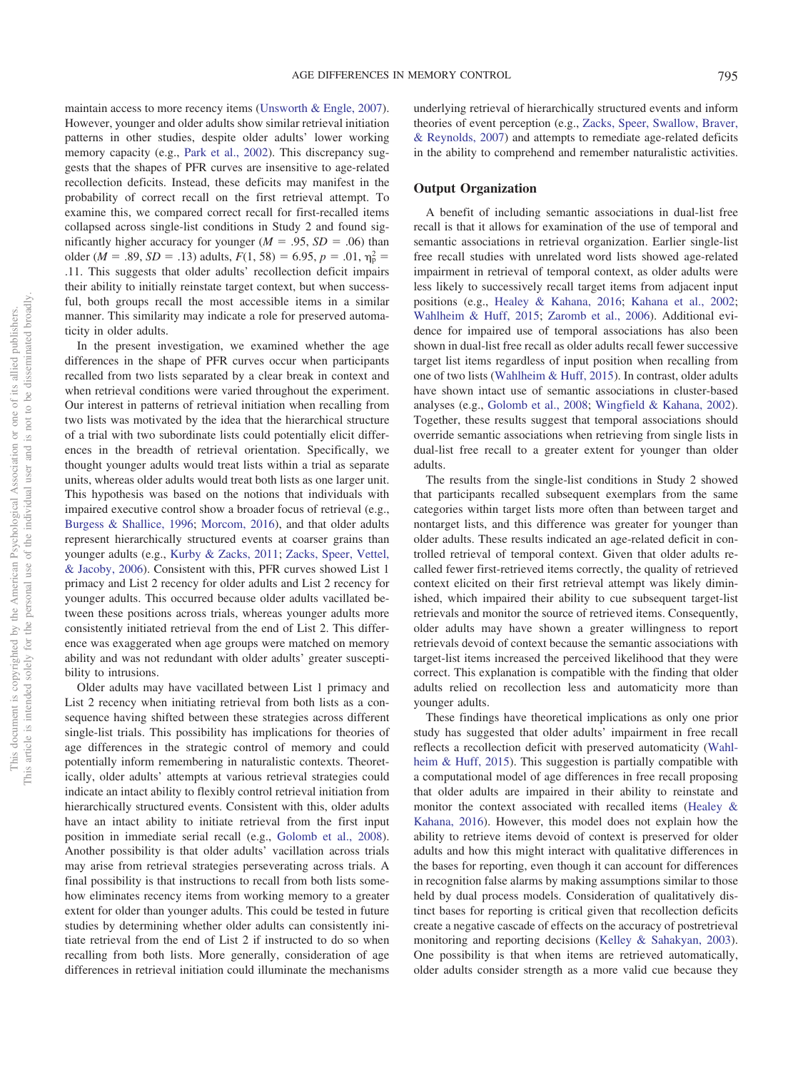maintain access to more recency items (Unsworth & Engle, 2007). However, younger and older adults show similar retrieval initiation patterns in other studies, despite older adults' lower working memory capacity (e.g., Park et al., 2002). This discrepancy suggests that the shapes of PFR curves are insensitive to age-related recollection deficits. Instead, these deficits may manifest in the probability of correct recall on the first retrieval attempt. To examine this, we compared correct recall for first-recalled items collapsed across single-list conditions in Study 2 and found significantly higher accuracy for younger ($M$ = .95, $SD$ = .06) than older ($M$ = .89, $SD$ = .13) adults, $F(1, 58) = 6.95$, $p = .01$, $\eta_p^2$ = .11. This suggests that older adults' recollection deficit impairs their ability to initially reinstate target context, but when successful, both groups recall the most accessible items in a similar manner. This similarity may indicate a role for preserved automaticity in older adults.

In the present investigation, we examined whether the age differences in the shape of PFR curves occur when participants recalled from two lists separated by a clear break in context and when retrieval conditions were varied throughout the experiment. Our interest in patterns of retrieval initiation when recalling from two lists was motivated by the idea that the hierarchical structure of a trial with two subordinate lists could potentially elicit differences in the breadth of retrieval orientation. Specifically, we thought younger adults would treat lists within a trial as separate units, whereas older adults would treat both lists as one larger unit. This hypothesis was based on the notions that individuals with impaired executive control show a broader focus of retrieval (e.g., Burgess & Shallice, 1996; Morcom, 2016), and that older adults represent hierarchically structured events at coarser grains than younger adults (e.g., Kurby & Zacks, 2011; Zacks, Speer, Vettel, & Jacoby, 2006). Consistent with this, PFR curves showed List 1 primacy and List 2 recency for older adults and List 2 recency for younger adults. This occurred because older adults vacillated between these positions across trials, whereas younger adults more consistently initiated retrieval from the end of List 2. This difference was exaggerated when age groups were matched on memory ability and was not redundant with older adults' greater susceptibility to intrusions.

Older adults may have vacillated between List 1 primacy and List 2 recency when initiating retrieval from both lists as a consequence having shifted between these strategies across different single-list trials. This possibility has implications for theories of age differences in the strategic control of memory and could potentially inform remembering in naturalistic contexts. Theoretically, older adults' attempts at various retrieval strategies could indicate an intact ability to flexibly control retrieval initiation from hierarchically structured events. Consistent with this, older adults have an intact ability to initiate retrieval from the first input position in immediate serial recall (e.g., Golomb et al., 2008). Another possibility is that older adults' vacillation across trials may arise from retrieval strategies perseverating across trials. A final possibility is that instructions to recall from both lists somehow eliminates recency items from working memory to a greater extent for older than younger adults. This could be tested in future studies by determining whether older adults can consistently initiate retrieval from the end of List 2 if instructed to do so when recalling from both lists. More generally, consideration of age differences in retrieval initiation could illuminate the mechanisms underlying retrieval of hierarchically structured events and inform theories of event perception (e.g., Zacks, Speer, Swallow, Braver, & Reynolds, 2007) and attempts to remediate age-related deficits in the ability to comprehend and remember naturalistic activities.

## Output Organization

A benefit of including semantic associations in dual-list free recall is that it allows for examination of the use of temporal and semantic associations in retrieval organization. Earlier single-list free recall studies with unrelated word lists showed age-related impairment in retrieval of temporal context, as older adults were less likely to successively recall target items from adjacent input positions (e.g., Healey & Kahana, 2016; Kahana et al., 2002; Wahlheim & Huff, 2015; Zaromb et al., 2006). Additional evidence for impaired use of temporal associations has also been shown in dual-list free recall as older adults recall fewer successive target list items regardless of input position when recalling from one of two lists (Wahlheim & Huff, 2015). In contrast, older adults have shown intact use of semantic associations in cluster-based analyses (e.g., Golomb et al., 2008; Wingfield & Kahana, 2002). Together, these results suggest that temporal associations should override semantic associations when retrieving from single lists in dual-list free recall to a greater extent for younger than older adults.

The results from the single-list conditions in Study 2 showed that participants recalled subsequent exemplars from the same categories within target lists more often than between target and nontarget lists, and this difference was greater for younger than older adults. These results indicated an age-related deficit in controlled retrieval of temporal context. Given that older adults recalled fewer first-retrieved items correctly, the quality of retrieved context elicited on their first retrieval attempt was likely diminished, which impaired their ability to cue subsequent target-list retrievals and monitor the source of retrieved items. Consequently, older adults may have shown a greater willingness to report retrievals devoid of context because the semantic associations with target-list items increased the perceived likelihood that they were correct. This explanation is compatible with the finding that older adults relied on recollection less and automaticity more than younger adults.

These findings have theoretical implications as only one prior study has suggested that older adults' impairment in free recall reflects a recollection deficit with preserved automaticity (Wahlheim & Huff, 2015). This suggestion is partially compatible with a computational model of age differences in free recall proposing that older adults are impaired in their ability to reinstate and monitor the context associated with recalled items (Healey & Kahana, 2016). However, this model does not explain how the ability to retrieve items devoid of context is preserved for older adults and how this might interact with qualitative differences in the bases for reporting, even though it can account for differences in recognition false alarms by making assumptions similar to those held by dual process models. Consideration of qualitatively distinct bases for reporting is critical given that recollection deficits create a negative cascade of effects on the accuracy of postretrieval monitoring and reporting decisions (Kelley & Sahakyan, 2003). One possibility is that when items are retrieved automatically, older adults consider strength as a more valid cue because they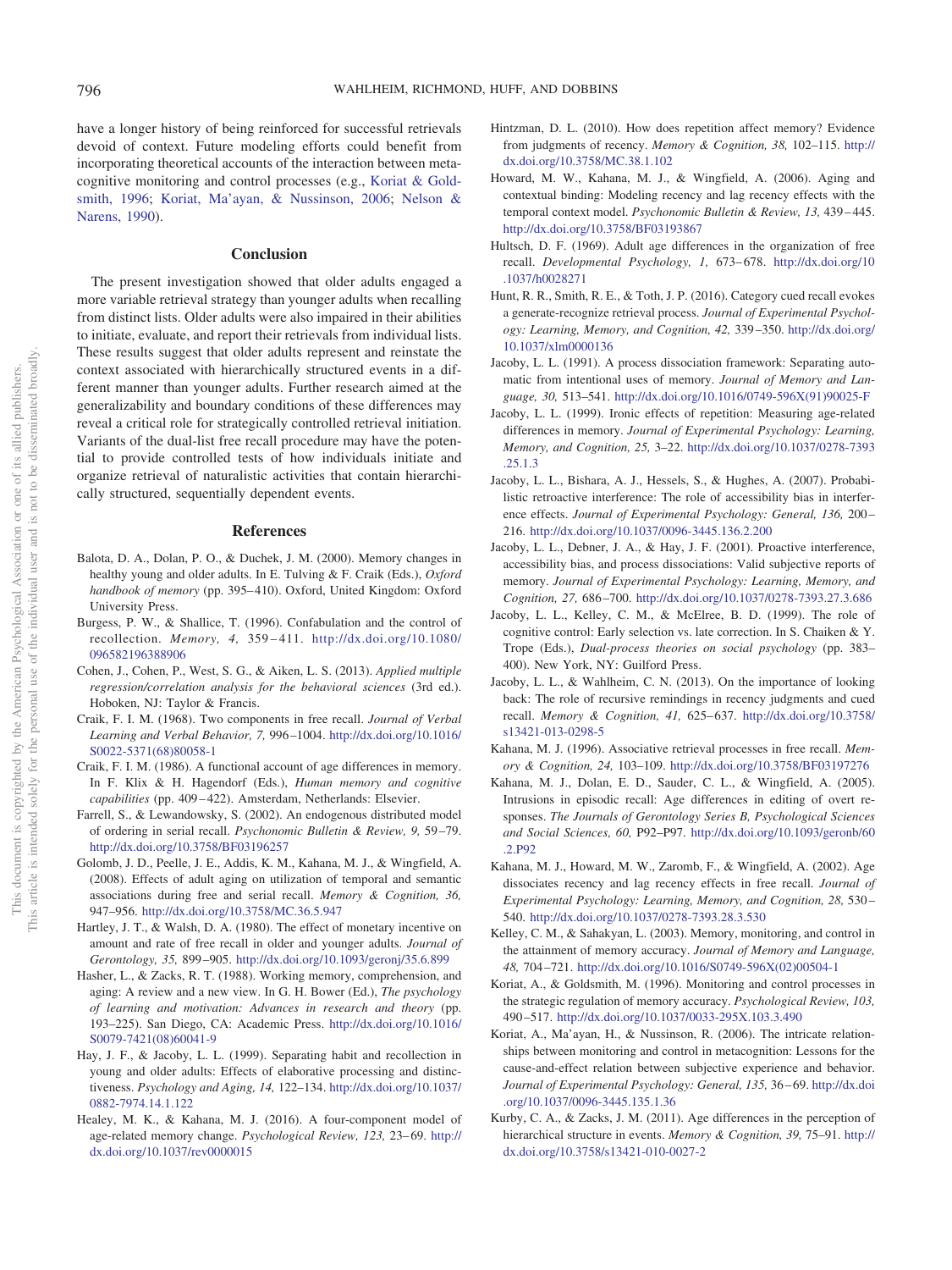have a longer history of being reinforced for successful retrievals devoid of context. Future modeling efforts could benefit from incorporating theoretical accounts of the interaction between metacognitive monitoring and control processes (e.g., Koriat & Goldsmith, 1996; Koriat, Ma'ayan, & Nussinson, 2006; Nelson & Narens, 1990).

## Conclusion

The present investigation showed that older adults engaged a more variable retrieval strategy than younger adults when recalling from distinct lists. Older adults were also impaired in their abilities to initiate, evaluate, and report their retrievals from individual lists. These results suggest that older adults represent and reinstate the context associated with hierarchically structured events in a different manner than younger adults. Further research aimed at the generalizability and boundary conditions of these differences may reveal a critical role for strategically controlled retrieval initiation. Variants of the dual-list free recall procedure may have the potential to provide controlled tests of how individuals initiate and organize retrieval of naturalistic activities that contain hierarchically structured, sequentially dependent events.

## References

Balota, D. A., Dolan, P. O., & Duchek, J. M. (2000). Memory changes in healthy young and older adults. In E. Tulving & F. Craik (Eds.), *Oxford handbook of memory* (pp. 395–410). Oxford, United Kingdom: Oxford University Press.

Burgess, P. W., & Shallice, T. (1996). Confabulation and the control of recollection. *Memory, 4,* 359–411. http://dx.doi.org/10.1080/096582196388906

Cohen, J., Cohen, P., West, S. G., & Aiken, L. S. (2013). *Applied multiple regression/correlation analysis for the behavioral sciences* (3rd ed.). Hoboken, NJ: Taylor & Francis.

Craik, F. I. M. (1968). Two components in free recall. *Journal of Verbal Learning and Verbal Behavior, 7,* 996–1004. http://dx.doi.org/10.1016/S0022-5371(68)80058-1

Craik, F. I. M. (1986). A functional account of age differences in memory. In F. Klix & H. Hagendorf (Eds.), *Human memory and cognitive capabilities* (pp. 409–422). Amsterdam, Netherlands: Elsevier.

Farrell, S., & Lewandowsky, S. (2002). An endogenous distributed model of ordering in serial recall. *Psychonomic Bulletin & Review, 9,* 59–79. http://dx.doi.org/10.3758/BF03196257

Golomb, J. D., Peelle, J. E., Addis, K. M., Kahana, M. J., & Wingfield, A. (2008). Effects of adult aging on utilization of temporal and semantic associations during free and serial recall. *Memory & Cognition, 36,* 947–956. http://dx.doi.org/10.3758/MC.36.5.947

Hartley, J. T., & Walsh, D. A. (1980). The effect of monetary incentive on amount and rate of free recall in older and younger adults. *Journal of Gerontology, 35,* 899–905. http://dx.doi.org/10.1093/geronj/35.6.899

Hasher, L., & Zacks, R. T. (1988). Working memory, comprehension, and aging: A review and a new view. In G. H. Bower (Ed.), *The psychology of learning and motivation: Advances in research and theory* (pp. 193–225). San Diego, CA: Academic Press. http://dx.doi.org/10.1016/S0079-7421(08)60041-9

Hay, J. F., & Jacoby, L. L. (1999). Separating habit and recollection in young and older adults: Effects of elaborative processing and distinctiveness. *Psychology and Aging, 14,* 122–134. http://dx.doi.org/10.1037/0882-7974.14.1.122

Healey, M. K., & Kahana, M. J. (2016). A four-component model of age-related memory change. *Psychological Review, 123,* 23–69. http://dx.doi.org/10.1037/rev0000015

Hintzman, D. L. (2010). How does repetition affect memory? Evidence from judgments of recency. *Memory & Cognition, 38,* 102–115. http://dx.doi.org/10.3758/MC.38.1.102

Howard, M. W., Kahana, M. J., & Wingfield, A. (2006). Aging and contextual binding: Modeling recency and lag recency effects with the temporal context model. *Psychonomic Bulletin & Review, 13,* 439–445. http://dx.doi.org/10.3758/BF03193867

Hultsch, D. F. (1969). Adult age differences in the organization of free recall. *Developmental Psychology, 1,* 673–678. http://dx.doi.org/10.1037/h0028271

Hunt, R. R., Smith, R. E., & Toth, J. P. (2016). Category cued recall evokes a generate-recognize retrieval process. *Journal of Experimental Psychology: Learning, Memory, and Cognition, 42,* 339–350. http://dx.doi.org/10.1037/xlm0000136

Jacoby, L. L. (1991). A process dissociation framework: Separating automatic from intentional uses of memory. *Journal of Memory and Language, 30,* 513–541. http://dx.doi.org/10.1016/0749-596X(91)90025-F

Jacoby, L. L. (1999). Ironic effects of repetition: Measuring age-related differences in memory. *Journal of Experimental Psychology: Learning, Memory, and Cognition, 25,* 3–22. http://dx.doi.org/10.1037/0278-7393.25.1.3

Jacoby, L. L., Bishara, A. J., Hessels, S., & Hughes, A. (2007). Probabilistic retroactive interference: The role of accessibility bias in interference effects. *Journal of Experimental Psychology: General, 136,* 200–216. http://dx.doi.org/10.1037/0096-3445.136.2.200

Jacoby, L. L., Debner, J. A., & Hay, J. F. (2001). Proactive interference, accessibility bias, and process dissociations: Valid subjective reports of memory. *Journal of Experimental Psychology: Learning, Memory, and Cognition, 27,* 686–700. http://dx.doi.org/10.1037/0278-7393.27.3.686

Jacoby, L. L., Kelley, C. M., & McElree, B. D. (1999). The role of cognitive control: Early selection vs. late correction. In S. Chaiken & Y. Trope (Eds.), *Dual-process theories on social psychology* (pp. 383–400). New York, NY: Guilford Press.

Jacoby, L. L., & Wahlheim, C. N. (2013). On the importance of looking back: The role of recursive remindings in recency judgments and cued recall. *Memory & Cognition, 41,* 625–637. http://dx.doi.org/10.3758/s13421-013-0298-5

Kahana, M. J. (1996). Associative retrieval processes in free recall. *Memory & Cognition, 24,* 103–109. http://dx.doi.org/10.3758/BF03197276

Kahana, M. J., Dolan, E. D., Sauder, C. L., & Wingfield, A. (2005). Intrusions in episodic recall: Age differences in editing of overt responses. *The Journals of Gerontology Series B, Psychological Sciences and Social Sciences, 60,* P92–P97. http://dx.doi.org/10.1093/geronb/60.2.P92

Kahana, M. J., Howard, M. W., Zaromb, F., & Wingfield, A. (2002). Age dissociates recency and lag recency effects in free recall. *Journal of Experimental Psychology: Learning, Memory, and Cognition, 28,* 530–540. http://dx.doi.org/10.1037/0278-7393.28.3.530

Kelley, C. M., & Sahakyan, L. (2003). Memory, monitoring, and control in the attainment of memory accuracy. *Journal of Memory and Language, 48,* 704–721. http://dx.doi.org/10.1016/S0749-596X(02)00504-1

Koriat, A., & Goldsmith, M. (1996). Monitoring and control processes in the strategic regulation of memory accuracy. *Psychological Review, 103,* 490–517. http://dx.doi.org/10.1037/0033-295X.103.3.490

Koriat, A., Ma'ayan, H., & Nussinson, R. (2006). The intricate relationships between monitoring and control in metacognition: Lessons for the cause-and-effect relation between subjective experience and behavior. *Journal of Experimental Psychology: General, 135,* 36–69. http://dx.doi.org/10.1037/0096-3445.135.1.36

Kurby, C. A., & Zacks, J. M. (2011). Age differences in the perception of hierarchical structure in events. *Memory & Cognition, 39,* 75–91. http://dx.doi.org/10.3758/s13421-010-0027-2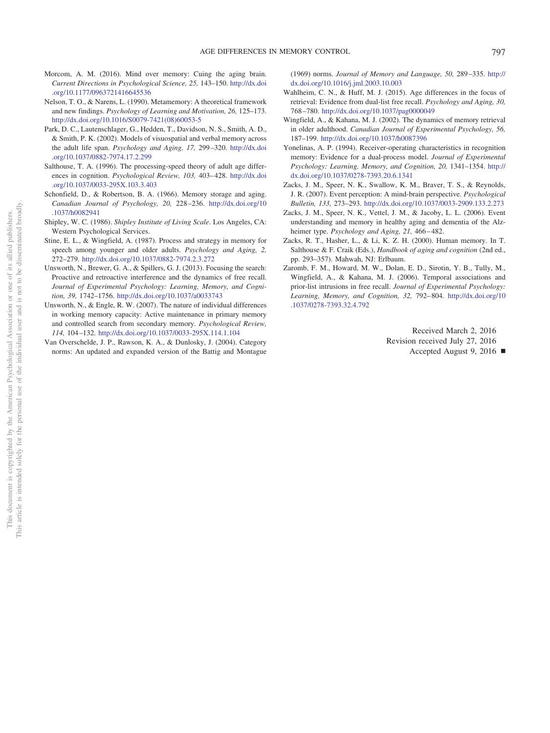Morcom, A. M. (2016). Mind over memory: Cuing the aging brain. *Current Directions in Psychological Science, 25,* 143–150. http://dx.doi.org/10.1177/0963721416645536

Nelson, T. O., & Narens, L. (1990). Metamemory: A theoretical framework and new findings. *Psychology of Learning and Motivation, 26,* 125–173. http://dx.doi.org/10.1016/S0079-7421(08)60053-5

Park, D. C., Lautenschlager, G., Hedden, T., Davidson, N. S., Smith, A. D., & Smith, P. K. (2002). Models of visuospatial and verbal memory across the adult life span. *Psychology and Aging, 17,* 299–320. http://dx.doi.org/10.1037/0882-7974.17.2.299

Salthouse, T. A. (1996). The processing-speed theory of adult age differences in cognition. *Psychological Review, 103,* 403–428. http://dx.doi.org/10.1037/0033-295X.103.3.403

Schonfield, D., & Robertson, B. A. (1966). Memory storage and aging. *Canadian Journal of Psychology, 20,* 228–236. http://dx.doi.org/10.1037/h0082941

Shipley, W. C. (1986). *Shipley Institute of Living Scale*. Los Angeles, CA: Western Psychological Services.

Stine, E. L., & Wingfield, A. (1987). Process and strategy in memory for speech among younger and older adults. *Psychology and Aging, 2,* 272–279. http://dx.doi.org/10.1037/0882-7974.2.3.272

Unsworth, N., Brewer, G. A., & Spillers, G. J. (2013). Focusing the search: Proactive and retroactive interference and the dynamics of free recall. *Journal of Experimental Psychology: Learning, Memory, and Cognition, 39,* 1742–1756. http://dx.doi.org/10.1037/a0033743

Unsworth, N., & Engle, R. W. (2007). The nature of individual differences in working memory capacity: Active maintenance in primary memory and controlled search from secondary memory. *Psychological Review, 114,* 104–132. http://dx.doi.org/10.1037/0033-295X.114.1.104

Van Overschelde, J. P., Rawson, K. A., & Dunlosky, J. (2004). Category norms: An updated and expanded version of the Battig and Montague (1969) norms. *Journal of Memory and Language, 50,* 289–335. http://dx.doi.org/10.1016/j.jml.2003.10.003

Wahlheim, C. N., & Huff, M. J. (2015). Age differences in the focus of retrieval: Evidence from dual-list free recall. *Psychology and Aging, 30,* 768–780. http://dx.doi.org/10.1037/pag0000049

Wingfield, A., & Kahana, M. J. (2002). The dynamics of memory retrieval in older adulthood. *Canadian Journal of Experimental Psychology, 56,* 187–199. http://dx.doi.org/10.1037/h0087396

Yonelinas, A. P. (1994). Receiver-operating characteristics in recognition memory: Evidence for a dual-process model. *Journal of Experimental Psychology: Learning, Memory, and Cognition, 20,* 1341–1354. http://dx.doi.org/10.1037/0278-7393.20.6.1341

Zacks, J. M., Speer, N. K., Swallow, K. M., Braver, T. S., & Reynolds, J. R. (2007). Event perception: A mind-brain perspective. *Psychological Bulletin, 133,* 273–293. http://dx.doi.org/10.1037/0033-2909.133.2.273

Zacks, J. M., Speer, N. K., Vettel, J. M., & Jacoby, L. L. (2006). Event understanding and memory in healthy aging and dementia of the Alzheimer type. *Psychology and Aging, 21,* 466–482.

Zacks, R. T., Hasher, L., & Li, K. Z. H. (2000). Human memory. In T. Salthouse & F. Craik (Eds.), *Handbook of aging and cognition* (2nd ed., pp. 293–357). Mahwah, NJ: Erlbaum.

Zaromb, F. M., Howard, M. W., Dolan, E. D., Sirotin, Y. B., Tully, M., Wingfield, A., & Kahana, M. J. (2006). Temporal associations and prior-list intrusions in free recall. *Journal of Experimental Psychology: Learning, Memory, and Cognition, 32,* 792–804. http://dx.doi.org/10.1037/0278-7393.32.4.792

Received March 2, 2016
Revision received July 27, 2016
Accepted August 9, 2016 ■